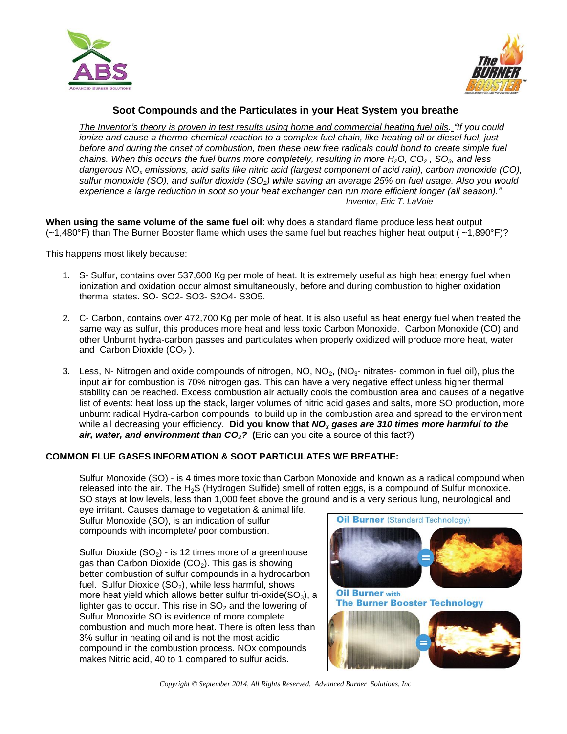# Soot Compounds and the Particulates in your Heat System you breathe

*The Inventor's theory is proven in test results using home and commercial heating fuel oils. "If you could ionize and cause a thermo-chemical reaction to a complex fuel chain, like heating oil or diesel fuel, just before and during the onset of combustion, then these new free radicals could bond to create simple fuel chains. When this occurs the fuel burns more completely, resulting in more $H_2O$, $CO_2$, $SO_3$, and less dangerous $NO_x$ emissions, acid salts like nitric acid (largest component of acid rain), carbon monoxide (CO), sulfur monoxide (SO), and sulfur dioxide ($SO_2$) while saving an average 25% on fuel usage. Also you would experience a large reduction in soot so your heat exchanger can run more efficient longer (all season)."*

*Inventor, Eric T. LaVoie*

**When using the same volume of the same fuel oil**: why does a standard flame produce less heat output (~1,480°F) than The Burner Booster flame which uses the same fuel but reaches higher heat output ( ~1,890°F)?

This happens most likely because:

1. S- Sulfur, contains over 537,600 Kg per mole of heat. It is extremely useful as high heat energy fuel when ionization and oxidation occur almost simultaneously, before and during combustion to higher oxidation thermal states. SO- SO2- SO3- S2O4- S3O5.
2. C- Carbon, contains over 472,700 Kg per mole of heat. It is also useful as heat energy fuel when treated the same way as sulfur, this produces more heat and less toxic Carbon Monoxide. Carbon Monoxide (CO) and other Unburnt hydra-carbon gasses and particulates when properly oxidized will produce more heat, water and Carbon Dioxide ($CO_2$).
3. Less, N- Nitrogen and oxide compounds of nitrogen, NO, $NO_2$, ($NO_3$- nitrates- common in fuel oil), plus the input air for combustion is 70% nitrogen gas. This can have a very negative effect unless higher thermal stability can be reached. Excess combustion air actually cools the combustion area and causes of a negative list of events: heat loss up the stack, larger volumes of nitric acid gases and salts, more SO production, more unburnt radical Hydra-carbon compounds to build up in the combustion area and spread to the environment while all decreasing your efficiency. **Did you know that *$NO_x$ gases are 310 times more harmful to the air, water, and environment than $CO_2$?*** **(**Eric can you cite a source of this fact?)

**COMMON FLUE GASES INFORMATION & SOOT PARTICULATES WE BREATHE:**

Sulfur Monoxide (SO) - is 4 times more toxic than Carbon Monoxide and known as a radical compound when released into the air. The $H_2S$ (Hydrogen Sulfide) smell of rotten eggs, is a compound of Sulfur monoxide. SO stays at low levels, less than 1,000 feet above the ground and is a very serious lung, neurological and eye irritant. Causes damage to vegetation & animal life. Sulfur Monoxide (SO), is an indication of sulfur compounds with incomplete/ poor combustion.

Sulfur Dioxide ($SO_2$) - is 12 times more of a greenhouse gas than Carbon Dioxide ($CO_2$). This gas is showing better combustion of sulfur compounds in a hydrocarbon fuel. Sulfur Dioxide ($SO_2$), while less harmful, shows more heat yield which allows better sulfur tri-oxide($SO_3$), a lighter gas to occur. This rise in $SO_2$ and the lowering of Sulfur Monoxide SO is evidence of more complete combustion and much more heat. There is often less than 3% sulfur in heating oil and is not the most acidic compound in the combustion process. NOx compounds makes Nitric acid, 40 to 1 compared to sulfur acids.

Oil Burner (Standard Technology)

Oil Burner with The Burner Booster Technology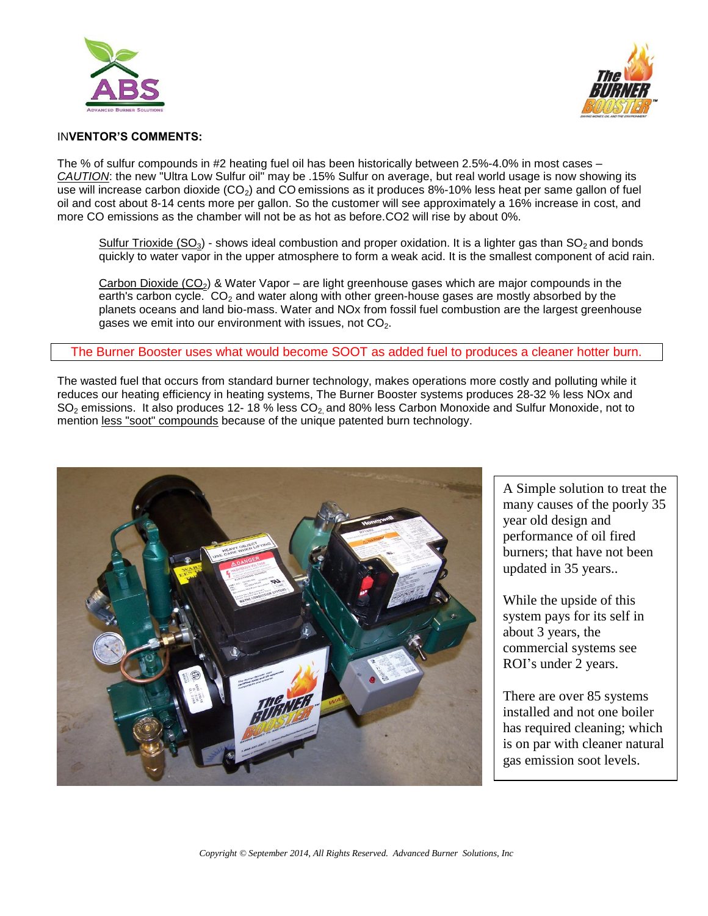## INVENTOR'S COMMENTS:

The % of sulfur compounds in #2 heating fuel oil has been historically between 2.5%-4.0% in most cases – *CAUTION*: the new "Ultra Low Sulfur oil" may be .15% Sulfur on average, but real world usage is now showing its use will increase carbon dioxide ($CO_2$) and CO emissions as it produces 8%-10% less heat per same gallon of fuel oil and cost about 8-14 cents more per gallon. So the customer will see approximately a 16% increase in cost, and more CO emissions as the chamber will not be as hot as before.CO2 will rise by about 0%.

Sulfur Trioxide ($SO_3$) - shows ideal combustion and proper oxidation. It is a lighter gas than $SO_2$ and bonds quickly to water vapor in the upper atmosphere to form a weak acid. It is the smallest component of acid rain.

Carbon Dioxide ($CO_2$) & Water Vapor – are light greenhouse gases which are major compounds in the earth's carbon cycle. $CO_2$ and water along with other green-house gases are mostly absorbed by the planets oceans and land bio-mass. Water and NOx from fossil fuel combustion are the largest greenhouse gases we emit into our environment with issues, not $CO_2$.

The Burner Booster uses what would become SOOT as added fuel to produces a cleaner hotter burn.

The wasted fuel that occurs from standard burner technology, makes operations more costly and polluting while it reduces our heating efficiency in heating systems, The Burner Booster systems produces 28-32 % less NOx and $SO_2$ emissions. It also produces 12- 18 % less $CO_2$ and 80% less Carbon Monoxide and Sulfur Monoxide, not to mention less "soot" compounds because of the unique patented burn technology.

A Simple solution to treat the many causes of the poorly 35 year old design and performance of oil fired burners; that have not been updated in 35 years..

While the upside of this system pays for its self in about 3 years, the commercial systems see ROI's under 2 years.

There are over 85 systems installed and not one boiler has required cleaning; which is on par with cleaner natural gas emission soot levels.

*Copyright © September 2014, All Rights Reserved. Advanced Burner Solutions, Inc*